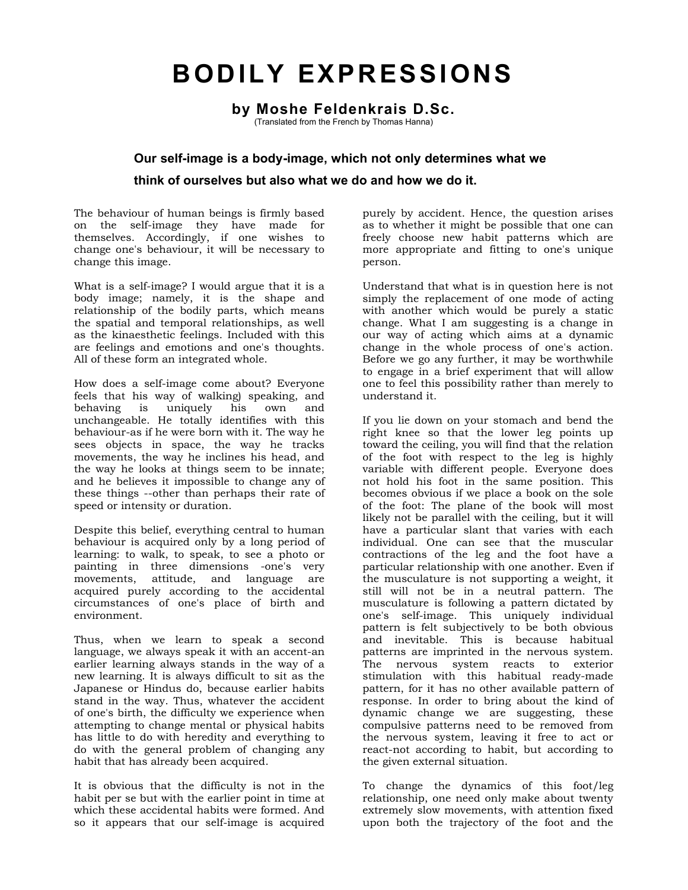# BODILY EXPRESSIONS

## by Moshe Feldenkrais D.Sc.

(Translated from the French by Thomas Hanna)

**Our self-image is a body-image, which not only determines what we think of ourselves but also what we do and how we do it.**

The behaviour of human beings is firmly based on the self-image they have made for themselves. Accordingly, if one wishes to change one's behaviour, it will be necessary to change this image.

What is a self-image? I would argue that it is a body image; namely, it is the shape and relationship of the bodily parts, which means the spatial and temporal relationships, as well as the kinaesthetic feelings. Included with this are feelings and emotions and one's thoughts. All of these form an integrated whole.

How does a self-image come about? Everyone feels that his way of walking) speaking, and behaving is uniquely his own and unchangeable. He totally identifies with this behaviour-as if he were born with it. The way he sees objects in space, the way he tracks movements, the way he inclines his head, and the way he looks at things seem to be innate; and he believes it impossible to change any of these things --other than perhaps their rate of speed or intensity or duration.

Despite this belief, everything central to human behaviour is acquired only by a long period of learning: to walk, to speak, to see a photo or painting in three dimensions -one's very movements, attitude, and language are acquired purely according to the accidental circumstances of one's place of birth and environment.

Thus, when we learn to speak a second language, we always speak it with an accent-an earlier learning always stands in the way of a new learning. It is always difficult to sit as the Japanese or Hindus do, because earlier habits stand in the way. Thus, whatever the accident of one's birth, the difficulty we experience when attempting to change mental or physical habits has little to do with heredity and everything to do with the general problem of changing any habit that has already been acquired.

It is obvious that the difficulty is not in the habit per se but with the earlier point in time at which these accidental habits were formed. And so it appears that our self-image is acquired purely by accident. Hence, the question arises as to whether it might be possible that one can freely choose new habit patterns which are more appropriate and fitting to one's unique person.

Understand that what is in question here is not simply the replacement of one mode of acting with another which would be purely a static change. What I am suggesting is a change in our way of acting which aims at a dynamic change in the whole process of one's action. Before we go any further, it may be worthwhile to engage in a brief experiment that will allow one to feel this possibility rather than merely to understand it.

If you lie down on your stomach and bend the right knee so that the lower leg points up toward the ceiling, you will find that the relation of the foot with respect to the leg is highly variable with different people. Everyone does not hold his foot in the same position. This becomes obvious if we place a book on the sole of the foot: The plane of the book will most likely not be parallel with the ceiling, but it will have a particular slant that varies with each individual. One can see that the muscular contractions of the leg and the foot have a particular relationship with one another. Even if the musculature is not supporting a weight, it still will not be in a neutral pattern. The musculature is following a pattern dictated by one's self-image. This uniquely individual pattern is felt subjectively to be both obvious and inevitable. This is because habitual patterns are imprinted in the nervous system. The nervous system reacts to exterior stimulation with this habitual ready-made pattern, for it has no other available pattern of response. In order to bring about the kind of dynamic change we are suggesting, these compulsive patterns need to be removed from the nervous system, leaving it free to act or react-not according to habit, but according to the given external situation.

To change the dynamics of this foot/leg relationship, one need only make about twenty extremely slow movements, with attention fixed upon both the trajectory of the foot and the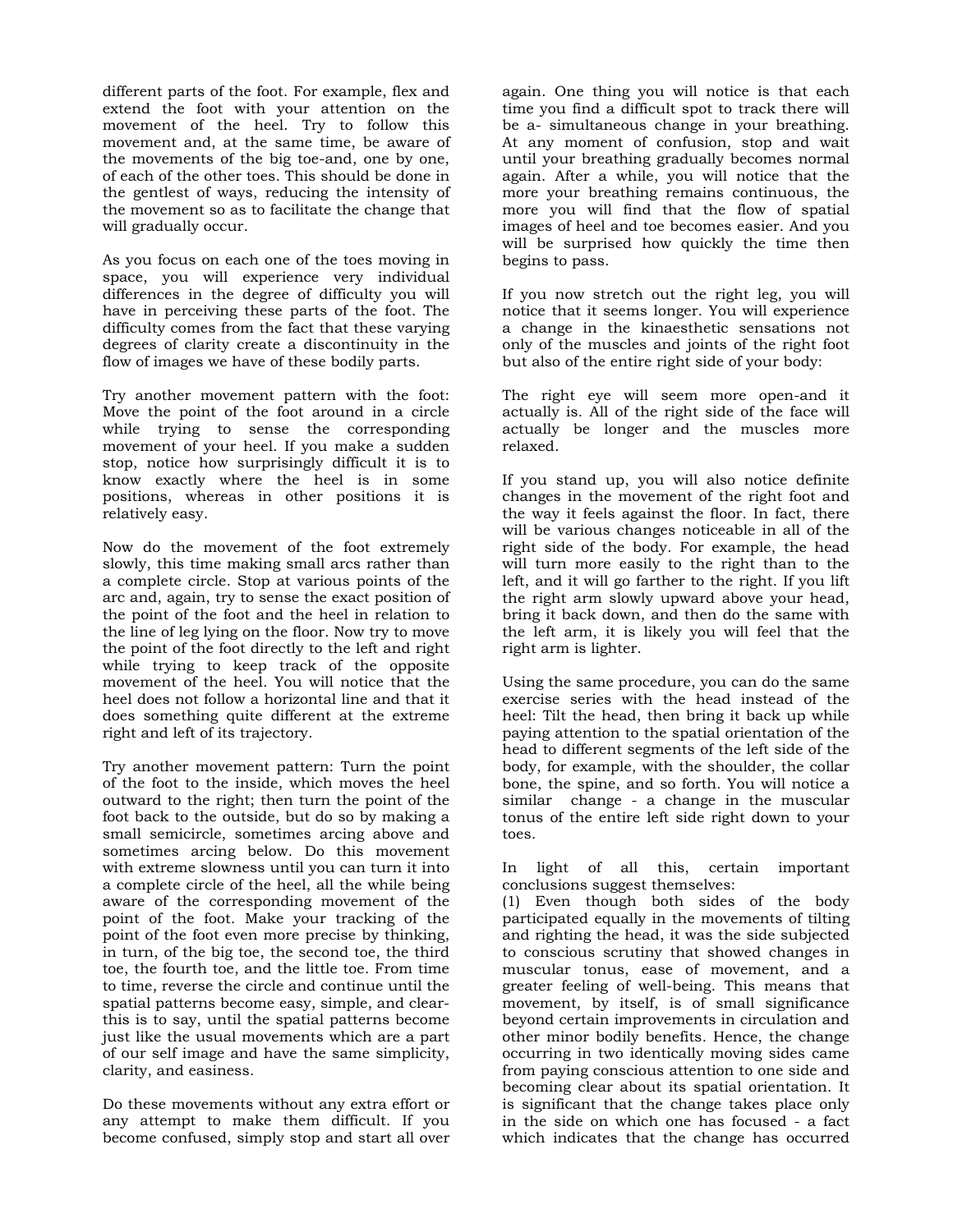different parts of the foot. For example, flex and extend the foot with your attention on the movement of the heel. Try to follow this movement and, at the same time, be aware of the movements of the big toe-and, one by one, of each of the other toes. This should be done in the gentlest of ways, reducing the intensity of the movement so as to facilitate the change that will gradually occur.

As you focus on each one of the toes moving in space, you will experience very individual differences in the degree of difficulty you will have in perceiving these parts of the foot. The difficulty comes from the fact that these varying degrees of clarity create a discontinuity in the flow of images we have of these bodily parts.

Try another movement pattern with the foot: Move the point of the foot around in a circle while trying to sense the corresponding movement of your heel. If you make a sudden stop, notice how surprisingly difficult it is to know exactly where the heel is in some positions, whereas in other positions it is relatively easy.

Now do the movement of the foot extremely slowly, this time making small arcs rather than a complete circle. Stop at various points of the arc and, again, try to sense the exact position of the point of the foot and the heel in relation to the line of leg lying on the floor. Now try to move the point of the foot directly to the left and right while trying to keep track of the opposite movement of the heel. You will notice that the heel does not follow a horizontal line and that it does something quite different at the extreme right and left of its trajectory.

Try another movement pattern: Turn the point of the foot to the inside, which moves the heel outward to the right; then turn the point of the foot back to the outside, but do so by making a small semicircle, sometimes arcing above and sometimes arcing below. Do this movement with extreme slowness until you can turn it into a complete circle of the heel, all the while being aware of the corresponding movement of the point of the foot. Make your tracking of the point of the foot even more precise by thinking, in turn, of the big toe, the second toe, the third toe, the fourth toe, and the little toe. From time to time, reverse the circle and continue until the spatial patterns become easy, simple, and clear-this is to say, until the spatial patterns become just like the usual movements which are a part of our self image and have the same simplicity, clarity, and easiness.

Do these movements without any extra effort or any attempt to make them difficult. If you become confused, simply stop and start all over again. One thing you will notice is that each time you find a difficult spot to track there will be a- simultaneous change in your breathing. At any moment of confusion, stop and wait until your breathing gradually becomes normal again. After a while, you will notice that the more your breathing remains continuous, the more you will find that the flow of spatial images of heel and toe becomes easier. And you will be surprised how quickly the time then begins to pass.

If you now stretch out the right leg, you will notice that it seems longer. You will experience a change in the kinaesthetic sensations not only of the muscles and joints of the right foot but also of the entire right side of your body:

The right eye will seem more open-and it actually is. All of the right side of the face will actually be longer and the muscles more relaxed.

If you stand up, you will also notice definite changes in the movement of the right foot and the way it feels against the floor. In fact, there will be various changes noticeable in all of the right side of the body. For example, the head will turn more easily to the right than to the left, and it will go farther to the right. If you lift the right arm slowly upward above your head, bring it back down, and then do the same with the left arm, it is likely you will feel that the right arm is lighter.

Using the same procedure, you can do the same exercise series with the head instead of the heel: Tilt the head, then bring it back up while paying attention to the spatial orientation of the head to different segments of the left side of the body, for example, with the shoulder, the collar bone, the spine, and so forth. You will notice a similar change - a change in the muscular tonus of the entire left side right down to your toes.

In light of all this, certain important conclusions suggest themselves:

(1) Even though both sides of the body participated equally in the movements of tilting and righting the head, it was the side subjected to conscious scrutiny that showed changes in muscular tonus, ease of movement, and a greater feeling of well-being. This means that movement, by itself, is of small significance beyond certain improvements in circulation and other minor bodily benefits. Hence, the change occurring in two identically moving sides came from paying conscious attention to one side and becoming clear about its spatial orientation. It is significant that the change takes place only in the side on which one has focused - a fact which indicates that the change has occurred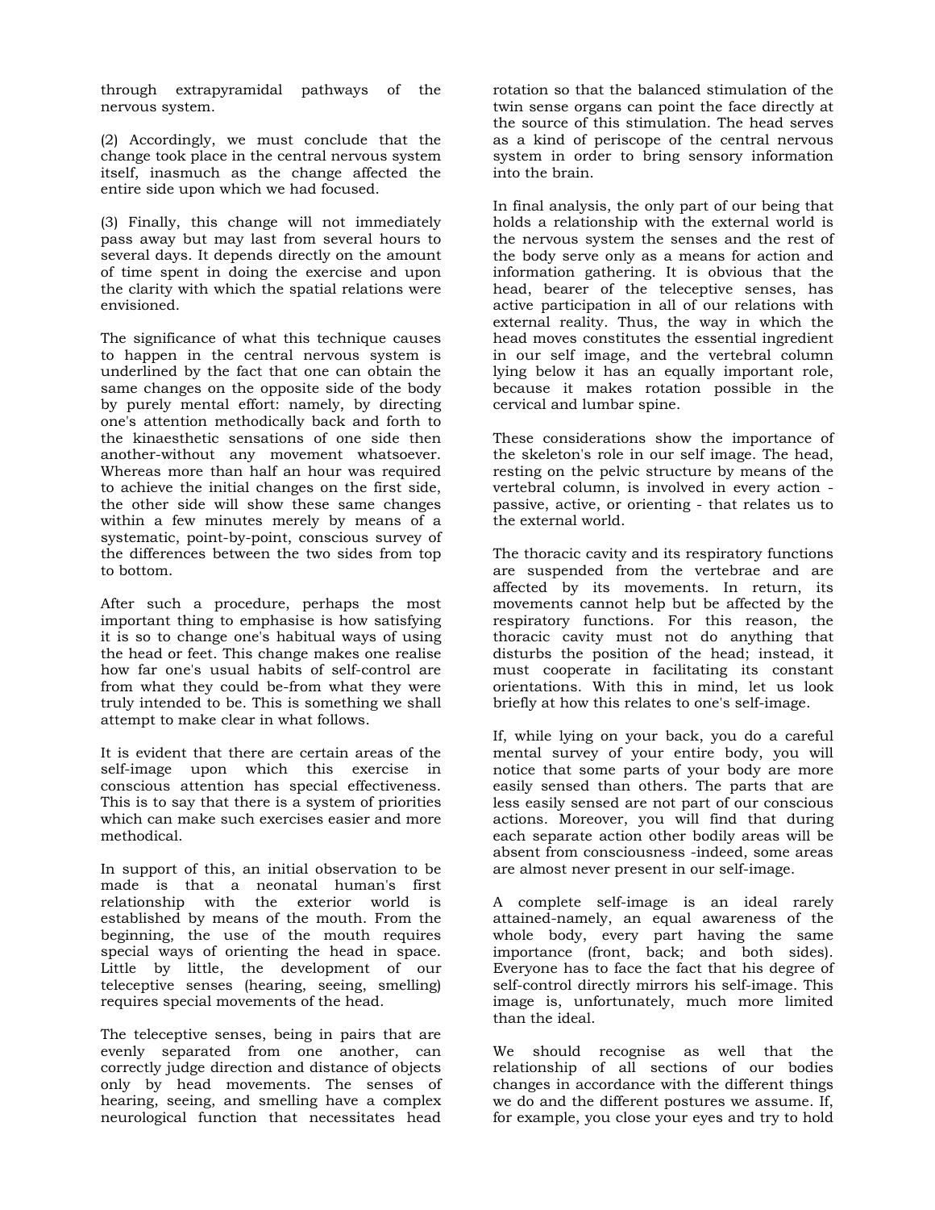through extrapyramidal pathways of the nervous system.

(2) Accordingly, we must conclude that the change took place in the central nervous system itself, inasmuch as the change affected the entire side upon which we had focused.

(3) Finally, this change will not immediately pass away but may last from several hours to several days. It depends directly on the amount of time spent in doing the exercise and upon the clarity with which the spatial relations were envisioned.

The significance of what this technique causes to happen in the central nervous system is underlined by the fact that one can obtain the same changes on the opposite side of the body by purely mental effort: namely, by directing one's attention methodically back and forth to the kinaesthetic sensations of one side then another-without any movement whatsoever. Whereas more than half an hour was required to achieve the initial changes on the first side, the other side will show these same changes within a few minutes merely by means of a systematic, point-by-point, conscious survey of the differences between the two sides from top to bottom.

After such a procedure, perhaps the most important thing to emphasise is how satisfying it is so to change one's habitual ways of using the head or feet. This change makes one realise how far one's usual habits of self-control are from what they could be-from what they were truly intended to be. This is something we shall attempt to make clear in what follows.

It is evident that there are certain areas of the self-image upon which this exercise in conscious attention has special effectiveness. This is to say that there is a system of priorities which can make such exercises easier and more methodical.

In support of this, an initial observation to be made is that a neonatal human's first relationship with the exterior world is established by means of the mouth. From the beginning, the use of the mouth requires special ways of orienting the head in space. Little by little, the development of our teleceptive senses (hearing, seeing, smelling) requires special movements of the head.

The teleceptive senses, being in pairs that are evenly separated from one another, can correctly judge direction and distance of objects only by head movements. The senses of hearing, seeing, and smelling have a complex neurological function that necessitates head rotation so that the balanced stimulation of the twin sense organs can point the face directly at the source of this stimulation. The head serves as a kind of periscope of the central nervous system in order to bring sensory information into the brain.

In final analysis, the only part of our being that holds a relationship with the external world is the nervous system the senses and the rest of the body serve only as a means for action and information gathering. It is obvious that the head, bearer of the teleceptive senses, has active participation in all of our relations with external reality. Thus, the way in which the head moves constitutes the essential ingredient in our self image, and the vertebral column lying below it has an equally important role, because it makes rotation possible in the cervical and lumbar spine.

These considerations show the importance of the skeleton's role in our self image. The head, resting on the pelvic structure by means of the vertebral column, is involved in every action - passive, active, or orienting - that relates us to the external world.

The thoracic cavity and its respiratory functions are suspended from the vertebrae and are affected by its movements. In return, its movements cannot help but be affected by the respiratory functions. For this reason, the thoracic cavity must not do anything that disturbs the position of the head; instead, it must cooperate in facilitating its constant orientations. With this in mind, let us look briefly at how this relates to one's self-image.

If, while lying on your back, you do a careful mental survey of your entire body, you will notice that some parts of your body are more easily sensed than others. The parts that are less easily sensed are not part of our conscious actions. Moreover, you will find that during each separate action other bodily areas will be absent from consciousness -indeed, some areas are almost never present in our self-image.

A complete self-image is an ideal rarely attained-namely, an equal awareness of the whole body, every part having the same importance (front, back; and both sides). Everyone has to face the fact that his degree of self-control directly mirrors his self-image. This image is, unfortunately, much more limited than the ideal.

We should recognise as well that the relationship of all sections of our bodies changes in accordance with the different things we do and the different postures we assume. If, for example, you close your eyes and try to hold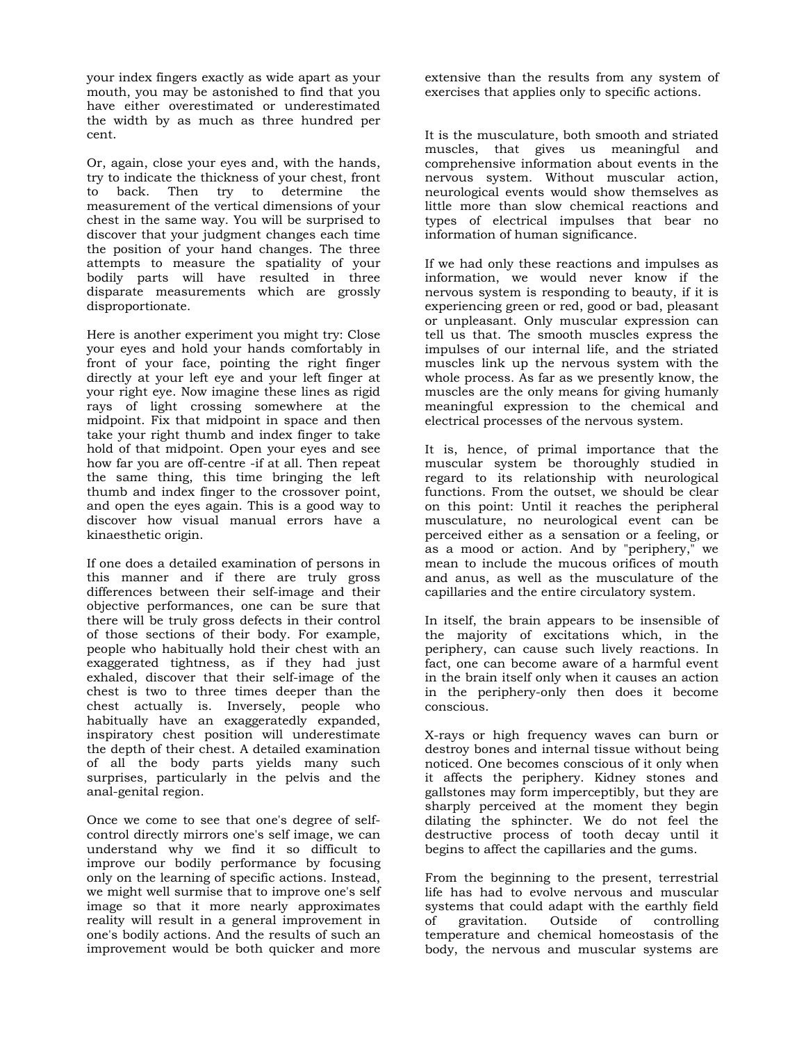your index fingers exactly as wide apart as your mouth, you may be astonished to find that you have either overestimated or underestimated the width by as much as three hundred per cent.

Or, again, close your eyes and, with the hands, try to indicate the thickness of your chest, front to back. Then try to determine the measurement of the vertical dimensions of your chest in the same way. You will be surprised to discover that your judgment changes each time the position of your hand changes. The three attempts to measure the spatiality of your bodily parts will have resulted in three disparate measurements which are grossly disproportionate.

Here is another experiment you might try: Close your eyes and hold your hands comfortably in front of your face, pointing the right finger directly at your left eye and your left finger at your right eye. Now imagine these lines as rigid rays of light crossing somewhere at the midpoint. Fix that midpoint in space and then take your right thumb and index finger to take hold of that midpoint. Open your eyes and see how far you are off-centre -if at all. Then repeat the same thing, this time bringing the left thumb and index finger to the crossover point, and open the eyes again. This is a good way to discover how visual manual errors have a kinaesthetic origin.

If one does a detailed examination of persons in this manner and if there are truly gross differences between their self-image and their objective performances, one can be sure that there will be truly gross defects in their control of those sections of their body. For example, people who habitually hold their chest with an exaggerated tightness, as if they had just exhaled, discover that their self-image of the chest is two to three times deeper than the chest actually is. Inversely, people who habitually have an exaggeratedly expanded, inspiratory chest position will underestimate the depth of their chest. A detailed examination of all the body parts yields many such surprises, particularly in the pelvis and the anal-genital region.

Once we come to see that one's degree of self-control directly mirrors one's self image, we can understand why we find it so difficult to improve our bodily performance by focusing only on the learning of specific actions. Instead, we might well surmise that to improve one's self image so that it more nearly approximates reality will result in a general improvement in one's bodily actions. And the results of such an improvement would be both quicker and more extensive than the results from any system of exercises that applies only to specific actions.

It is the musculature, both smooth and striated muscles, that gives us meaningful and comprehensive information about events in the nervous system. Without muscular action, neurological events would show themselves as little more than slow chemical reactions and types of electrical impulses that bear no information of human significance.

If we had only these reactions and impulses as information, we would never know if the nervous system is responding to beauty, if it is experiencing green or red, good or bad, pleasant or unpleasant. Only muscular expression can tell us that. The smooth muscles express the impulses of our internal life, and the striated muscles link up the nervous system with the whole process. As far as we presently know, the muscles are the only means for giving humanly meaningful expression to the chemical and electrical processes of the nervous system.

It is, hence, of primal importance that the muscular system be thoroughly studied in regard to its relationship with neurological functions. From the outset, we should be clear on this point: Until it reaches the peripheral musculature, no neurological event can be perceived either as a sensation or a feeling, or as a mood or action. And by "periphery," we mean to include the mucous orifices of mouth and anus, as well as the musculature of the capillaries and the entire circulatory system.

In itself, the brain appears to be insensible of the majority of excitations which, in the periphery, can cause such lively reactions. In fact, one can become aware of a harmful event in the brain itself only when it causes an action in the periphery-only then does it become conscious.

X-rays or high frequency waves can burn or destroy bones and internal tissue without being noticed. One becomes conscious of it only when it affects the periphery. Kidney stones and gallstones may form imperceptibly, but they are sharply perceived at the moment they begin dilating the sphincter. We do not feel the destructive process of tooth decay until it begins to affect the capillaries and the gums.

From the beginning to the present, terrestrial life has had to evolve nervous and muscular systems that could adapt with the earthly field of gravitation. Outside of controlling temperature and chemical homeostasis of the body, the nervous and muscular systems are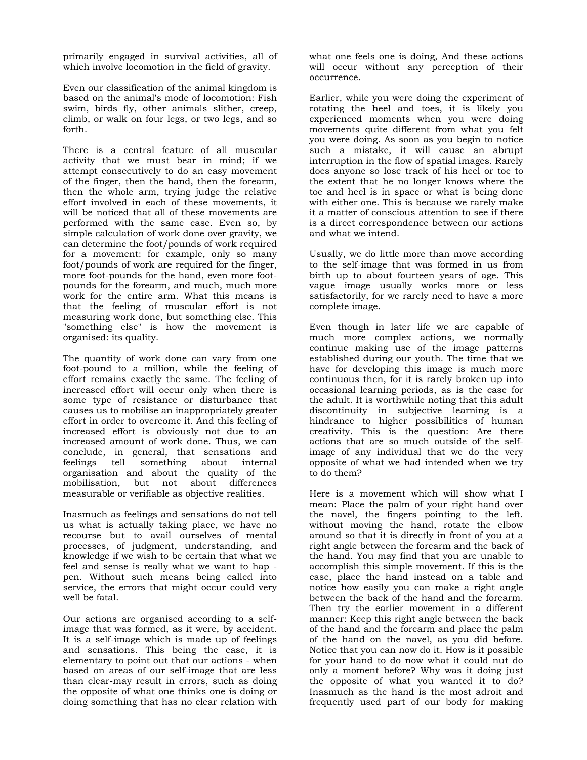primarily engaged in survival activities, all of which involve locomotion in the field of gravity.

Even our classification of the animal kingdom is based on the animal's mode of locomotion: Fish swim, birds fly, other animals slither, creep, climb, or walk on four legs, or two legs, and so forth.

There is a central feature of all muscular activity that we must bear in mind; if we attempt consecutively to do an easy movement of the finger, then the hand, then the forearm, then the whole arm, trying judge the relative effort involved in each of these movements, it will be noticed that all of these movements are performed with the same ease. Even so, by simple calculation of work done over gravity, we can determine the foot/pounds of work required for a movement: for example, only so many foot/pounds of work are required for the finger, more foot-pounds for the hand, even more foot-pounds for the forearm, and much, much more work for the entire arm. What this means is that the feeling of muscular effort is not measuring work done, but something else. This "something else" is how the movement is organised: its quality.

The quantity of work done can vary from one foot-pound to a million, while the feeling of effort remains exactly the same. The feeling of increased effort will occur only when there is some type of resistance or disturbance that causes us to mobilise an inappropriately greater effort in order to overcome it. And this feeling of increased effort is obviously not due to an increased amount of work done. Thus, we can conclude, in general, that sensations and feelings tell something about internal organisation and about the quality of the mobilisation, but not about differences measurable or verifiable as objective realities.

Inasmuch as feelings and sensations do not tell us what is actually taking place, we have no recourse but to avail ourselves of mental processes, of judgment, understanding, and knowledge if we wish to be certain that what we feel and sense is really what we want to hap - pen. Without such means being called into service, the errors that might occur could very well be fatal.

Our actions are organised according to a self-image that was formed, as it were, by accident. It is a self-image which is made up of feelings and sensations. This being the case, it is elementary to point out that our actions - when based on areas of our self-image that are less than clear-may result in errors, such as doing the opposite of what one thinks one is doing or doing something that has no clear relation with what one feels one is doing, And these actions will occur without any perception of their occurrence.

Earlier, while you were doing the experiment of rotating the heel and toes, it is likely you experienced moments when you were doing movements quite different from what you felt you were doing. As soon as you begin to notice such a mistake, it will cause an abrupt interruption in the flow of spatial images. Rarely does anyone so lose track of his heel or toe to the extent that he no longer knows where the toe and heel is in space or what is being done with either one. This is because we rarely make it a matter of conscious attention to see if there is a direct correspondence between our actions and what we intend.

Usually, we do little more than move according to the self-image that was formed in us from birth up to about fourteen years of age. This vague image usually works more or less satisfactorily, for we rarely need to have a more complete image.

Even though in later life we are capable of much more complex actions, we normally continue making use of the image patterns established during our youth. The time that we have for developing this image is much more continuous then, for it is rarely broken up into occasional learning periods, as is the case for the adult. It is worthwhile noting that this adult discontinuity in subjective learning is a hindrance to higher possibilities of human creativity. This is the question: Are there actions that are so much outside of the self-image of any individual that we do the very opposite of what we had intended when we try to do them?

Here is a movement which will show what I mean: Place the palm of your right hand over the navel, the fingers pointing to the left. without moving the hand, rotate the elbow around so that it is directly in front of you at a right angle between the forearm and the back of the hand. You may find that you are unable to accomplish this simple movement. If this is the case, place the hand instead on a table and notice how easily you can make a right angle between the back of the hand and the forearm. Then try the earlier movement in a different manner: Keep this right angle between the back of the hand and the forearm and place the palm of the hand on the navel, as you did before. Notice that you can now do it. How is it possible for your hand to do now what it could nut do only a moment before? Why was it doing just the opposite of what you wanted it to do? Inasmuch as the hand is the most adroit and frequently used part of our body for making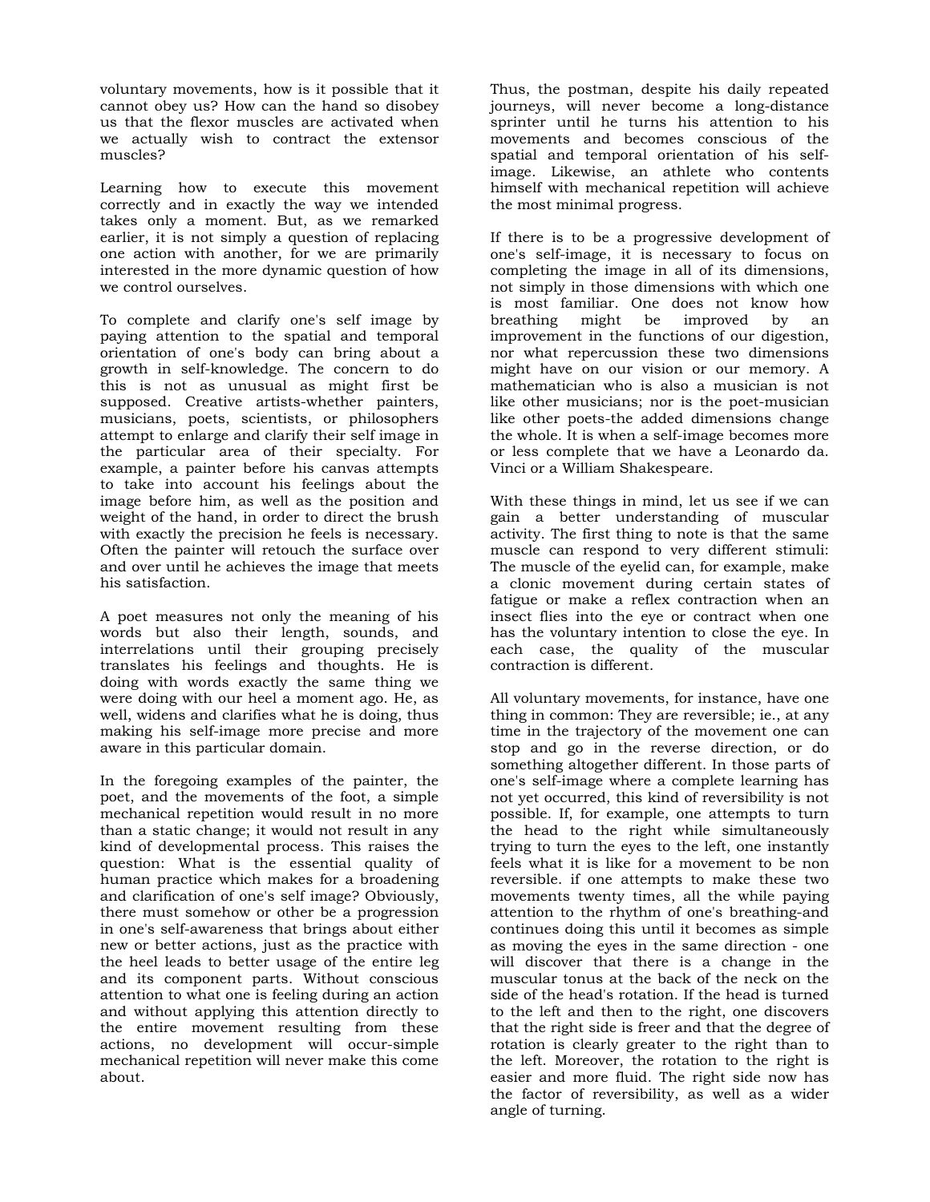voluntary movements, how is it possible that it cannot obey us? How can the hand so disobey us that the flexor muscles are activated when we actually wish to contract the extensor muscles?

Learning how to execute this movement correctly and in exactly the way we intended takes only a moment. But, as we remarked earlier, it is not simply a question of replacing one action with another, for we are primarily interested in the more dynamic question of how we control ourselves.

To complete and clarify one's self image by paying attention to the spatial and temporal orientation of one's body can bring about a growth in self-knowledge. The concern to do this is not as unusual as might first be supposed. Creative artists-whether painters, musicians, poets, scientists, or philosophers attempt to enlarge and clarify their self image in the particular area of their specialty. For example, a painter before his canvas attempts to take into account his feelings about the image before him, as well as the position and weight of the hand, in order to direct the brush with exactly the precision he feels is necessary. Often the painter will retouch the surface over and over until he achieves the image that meets his satisfaction.

A poet measures not only the meaning of his words but also their length, sounds, and interrelations until their grouping precisely translates his feelings and thoughts. He is doing with words exactly the same thing we were doing with our heel a moment ago. He, as well, widens and clarifies what he is doing, thus making his self-image more precise and more aware in this particular domain.

In the foregoing examples of the painter, the poet, and the movements of the foot, a simple mechanical repetition would result in no more than a static change; it would not result in any kind of developmental process. This raises the question: What is the essential quality of human practice which makes for a broadening and clarification of one's self image? Obviously, there must somehow or other be a progression in one's self-awareness that brings about either new or better actions, just as the practice with the heel leads to better usage of the entire leg and its component parts. Without conscious attention to what one is feeling during an action and without applying this attention directly to the entire movement resulting from these actions, no development will occur-simple mechanical repetition will never make this come about.

Thus, the postman, despite his daily repeated journeys, will never become a long-distance sprinter until he turns his attention to his movements and becomes conscious of the spatial and temporal orientation of his self-image. Likewise, an athlete who contents himself with mechanical repetition will achieve the most minimal progress.

If there is to be a progressive development of one's self-image, it is necessary to focus on completing the image in all of its dimensions, not simply in those dimensions with which one is most familiar. One does not know how breathing might be improved by an improvement in the functions of our digestion, nor what repercussion these two dimensions might have on our vision or our memory. A mathematician who is also a musician is not like other musicians; nor is the poet-musician like other poets-the added dimensions change the whole. It is when a self-image becomes more or less complete that we have a Leonardo da. Vinci or a William Shakespeare.

With these things in mind, let us see if we can gain a better understanding of muscular activity. The first thing to note is that the same muscle can respond to very different stimuli: The muscle of the eyelid can, for example, make a clonic movement during certain states of fatigue or make a reflex contraction when an insect flies into the eye or contract when one has the voluntary intention to close the eye. In each case, the quality of the muscular contraction is different.

All voluntary movements, for instance, have one thing in common: They are reversible; ie., at any time in the trajectory of the movement one can stop and go in the reverse direction, or do something altogether different. In those parts of one's self-image where a complete learning has not yet occurred, this kind of reversibility is not possible. If, for example, one attempts to turn the head to the right while simultaneously trying to turn the eyes to the left, one instantly feels what it is like for a movement to be non reversible. if one attempts to make these two movements twenty times, all the while paying attention to the rhythm of one's breathing-and continues doing this until it becomes as simple as moving the eyes in the same direction - one will discover that there is a change in the muscular tonus at the back of the neck on the side of the head's rotation. If the head is turned to the left and then to the right, one discovers that the right side is freer and that the degree of rotation is clearly greater to the right than to the left. Moreover, the rotation to the right is easier and more fluid. The right side now has the factor of reversibility, as well as a wider angle of turning.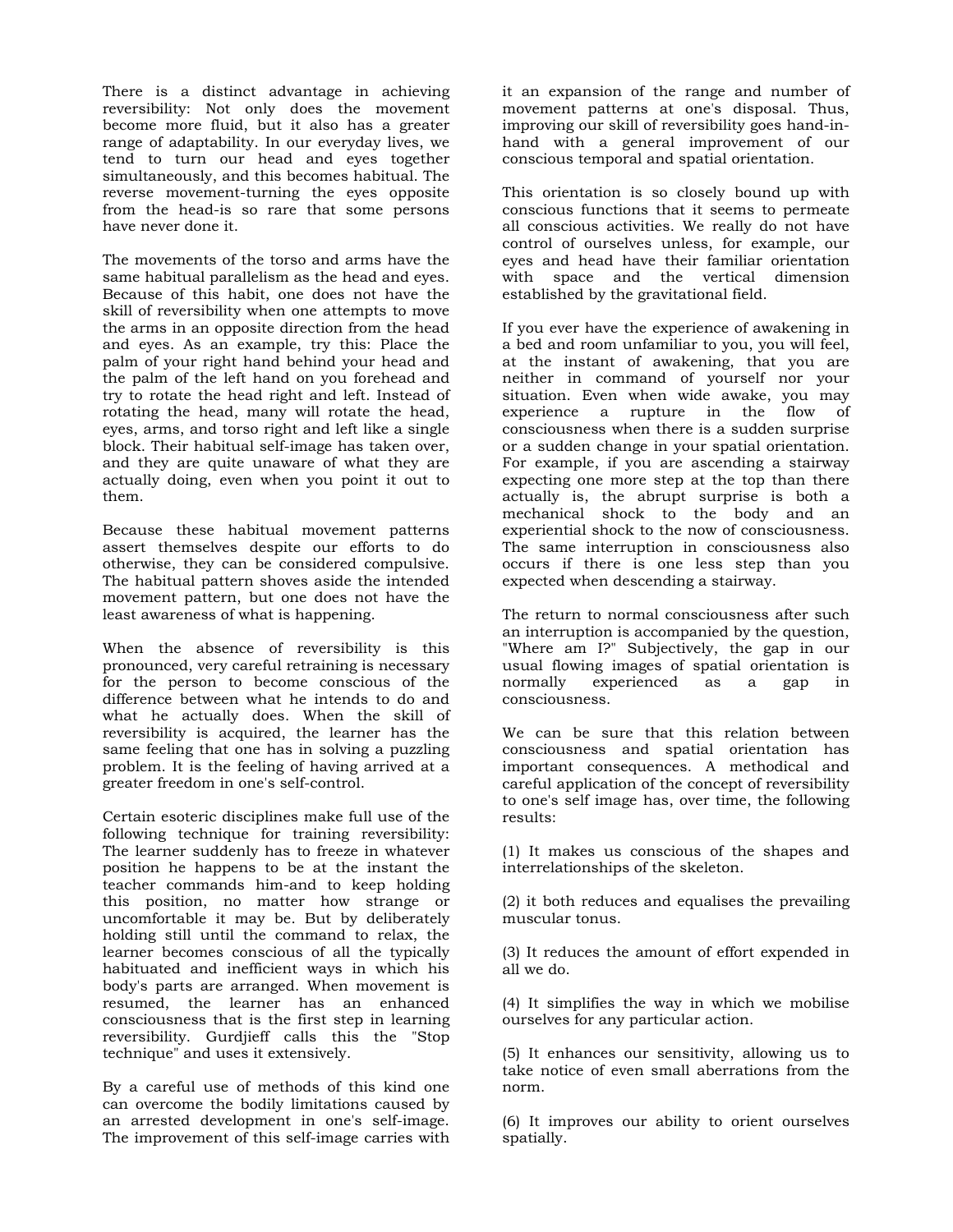There is a distinct advantage in achieving reversibility: Not only does the movement become more fluid, but it also has a greater range of adaptability. In our everyday lives, we tend to turn our head and eyes together simultaneously, and this becomes habitual. The reverse movement-turning the eyes opposite from the head-is so rare that some persons have never done it.

The movements of the torso and arms have the same habitual parallelism as the head and eyes. Because of this habit, one does not have the skill of reversibility when one attempts to move the arms in an opposite direction from the head and eyes. As an example, try this: Place the palm of your right hand behind your head and the palm of the left hand on you forehead and try to rotate the head right and left. Instead of rotating the head, many will rotate the head, eyes, arms, and torso right and left like a single block. Their habitual self-image has taken over, and they are quite unaware of what they are actually doing, even when you point it out to them.

Because these habitual movement patterns assert themselves despite our efforts to do otherwise, they can be considered compulsive. The habitual pattern shoves aside the intended movement pattern, but one does not have the least awareness of what is happening.

When the absence of reversibility is this pronounced, very careful retraining is necessary for the person to become conscious of the difference between what he intends to do and what he actually does. When the skill of reversibility is acquired, the learner has the same feeling that one has in solving a puzzling problem. It is the feeling of having arrived at a greater freedom in one's self-control.

Certain esoteric disciplines make full use of the following technique for training reversibility: The learner suddenly has to freeze in whatever position he happens to be at the instant the teacher commands him-and to keep holding this position, no matter how strange or uncomfortable it may be. But by deliberately holding still until the command to relax, the learner becomes conscious of all the typically habituated and inefficient ways in which his body's parts are arranged. When movement is resumed, the learner has an enhanced consciousness that is the first step in learning reversibility. Gurdjieff calls this the "Stop technique" and uses it extensively.

By a careful use of methods of this kind one can overcome the bodily limitations caused by an arrested development in one's self-image. The improvement of this self-image carries with it an expansion of the range and number of movement patterns at one's disposal. Thus, improving our skill of reversibility goes hand-in-hand with a general improvement of our conscious temporal and spatial orientation.

This orientation is so closely bound up with conscious functions that it seems to permeate all conscious activities. We really do not have control of ourselves unless, for example, our eyes and head have their familiar orientation with space and the vertical dimension established by the gravitational field.

If you ever have the experience of awakening in a bed and room unfamiliar to you, you will feel, at the instant of awakening, that you are neither in command of yourself nor your situation. Even when wide awake, you may experience a rupture in the flow of consciousness when there is a sudden surprise or a sudden change in your spatial orientation. For example, if you are ascending a stairway expecting one more step at the top than there actually is, the abrupt surprise is both a mechanical shock to the body and an experiential shock to the now of consciousness. The same interruption in consciousness also occurs if there is one less step than you expected when descending a stairway.

The return to normal consciousness after such an interruption is accompanied by the question, "Where am I?" Subjectively, the gap in our usual flowing images of spatial orientation is normally experienced as a gap in consciousness.

We can be sure that this relation between consciousness and spatial orientation has important consequences. A methodical and careful application of the concept of reversibility to one's self image has, over time, the following results:

(1) It makes us conscious of the shapes and interrelationships of the skeleton.

(2) it both reduces and equalises the prevailing muscular tonus.

(3) It reduces the amount of effort expended in all we do.

(4) It simplifies the way in which we mobilise ourselves for any particular action.

(5) It enhances our sensitivity, allowing us to take notice of even small aberrations from the norm.

(6) It improves our ability to orient ourselves spatially.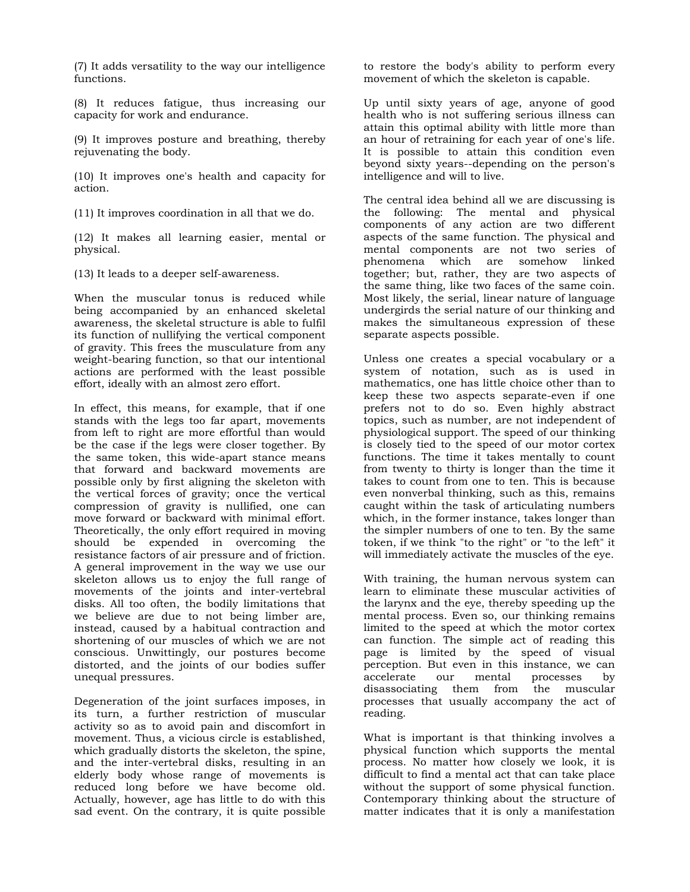(7) It adds versatility to the way our intelligence functions.

(8) It reduces fatigue, thus increasing our capacity for work and endurance.

(9) It improves posture and breathing, thereby rejuvenating the body.

(10) It improves one's health and capacity for action.

(11) It improves coordination in all that we do.

(12) It makes all learning easier, mental or physical.

(13) It leads to a deeper self-awareness.

When the muscular tonus is reduced while being accompanied by an enhanced skeletal awareness, the skeletal structure is able to fulfil its function of nullifying the vertical component of gravity. This frees the musculature from any weight-bearing function, so that our intentional actions are performed with the least possible effort, ideally with an almost zero effort.

In effect, this means, for example, that if one stands with the legs too far apart, movements from left to right are more effortful than would be the case if the legs were closer together. By the same token, this wide-apart stance means that forward and backward movements are possible only by first aligning the skeleton with the vertical forces of gravity; once the vertical compression of gravity is nullified, one can move forward or backward with minimal effort. Theoretically, the only effort required in moving should be expended in overcoming the resistance factors of air pressure and of friction. A general improvement in the way we use our skeleton allows us to enjoy the full range of movements of the joints and inter-vertebral disks. All too often, the bodily limitations that we believe are due to not being limber are, instead, caused by a habitual contraction and shortening of our muscles of which we are not conscious. Unwittingly, our postures become distorted, and the joints of our bodies suffer unequal pressures.

Degeneration of the joint surfaces imposes, in its turn, a further restriction of muscular activity so as to avoid pain and discomfort in movement. Thus, a vicious circle is established, which gradually distorts the skeleton, the spine, and the inter-vertebral disks, resulting in an elderly body whose range of movements is reduced long before we have become old. Actually, however, age has little to do with this sad event. On the contrary, it is quite possible to restore the body's ability to perform every movement of which the skeleton is capable.

Up until sixty years of age, anyone of good health who is not suffering serious illness can attain this optimal ability with little more than an hour of retraining for each year of one's life. It is possible to attain this condition even beyond sixty years--depending on the person's intelligence and will to live.

The central idea behind all we are discussing is the following: The mental and physical components of any action are two different aspects of the same function. The physical and mental components are not two series of phenomena which are somehow linked together; but, rather, they are two aspects of the same thing, like two faces of the same coin. Most likely, the serial, linear nature of language undergirds the serial nature of our thinking and makes the simultaneous expression of these separate aspects possible.

Unless one creates a special vocabulary or a system of notation, such as is used in mathematics, one has little choice other than to keep these two aspects separate-even if one prefers not to do so. Even highly abstract topics, such as number, are not independent of physiological support. The speed of our thinking is closely tied to the speed of our motor cortex functions. The time it takes mentally to count from twenty to thirty is longer than the time it takes to count from one to ten. This is because even nonverbal thinking, such as this, remains caught within the task of articulating numbers which, in the former instance, takes longer than the simpler numbers of one to ten. By the same token, if we think "to the right" or "to the left" it will immediately activate the muscles of the eye.

With training, the human nervous system can learn to eliminate these muscular activities of the larynx and the eye, thereby speeding up the mental process. Even so, our thinking remains limited to the speed at which the motor cortex can function. The simple act of reading this page is limited by the speed of visual perception. But even in this instance, we can accelerate our mental processes by disassociating them from the muscular processes that usually accompany the act of reading.

What is important is that thinking involves a physical function which supports the mental process. No matter how closely we look, it is difficult to find a mental act that can take place without the support of some physical function. Contemporary thinking about the structure of matter indicates that it is only a manifestation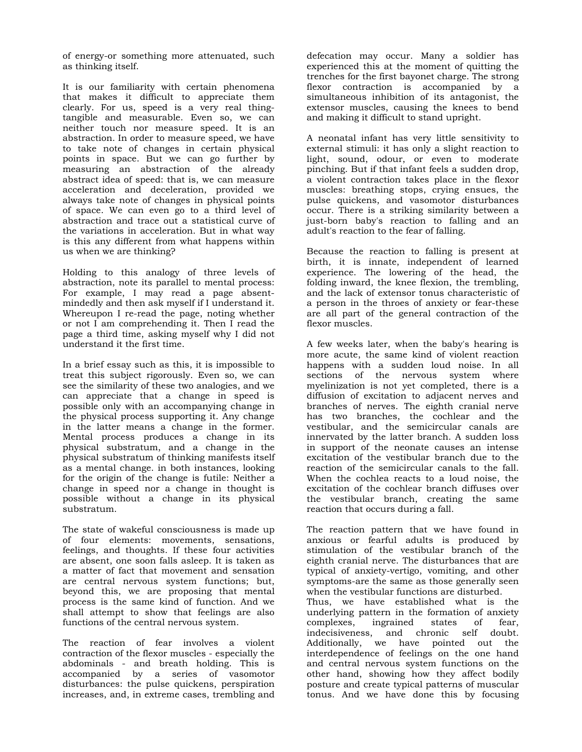of energy-or something more attenuated, such as thinking itself.

It is our familiarity with certain phenomena that makes it difficult to appreciate them clearly. For us, speed is a very real thing-tangible and measurable. Even so, we can neither touch nor measure speed. It is an abstraction. In order to measure speed, we have to take note of changes in certain physical points in space. But we can go further by measuring an abstraction of the already abstract idea of speed: that is, we can measure acceleration and deceleration, provided we always take note of changes in physical points of space. We can even go to a third level of abstraction and trace out a statistical curve of the variations in acceleration. But in what way is this any different from what happens within us when we are thinking?

Holding to this analogy of three levels of abstraction, note its parallel to mental process: For example, I may read a page absent-mindedly and then ask myself if I understand it. Whereupon I re-read the page, noting whether or not I am comprehending it. Then I read the page a third time, asking myself why I did not understand it the first time.

In a brief essay such as this, it is impossible to treat this subject rigorously. Even so, we can see the similarity of these two analogies, and we can appreciate that a change in speed is possible only with an accompanying change in the physical process supporting it. Any change in the latter means a change in the former. Mental process produces a change in its physical substratum, and a change in the physical substratum of thinking manifests itself as a mental change. in both instances, looking for the origin of the change is futile: Neither a change in speed nor a change in thought is possible without a change in its physical substratum.

The state of wakeful consciousness is made up of four elements: movements, sensations, feelings, and thoughts. If these four activities are absent, one soon falls asleep. It is taken as a matter of fact that movement and sensation are central nervous system functions; but, beyond this, we are proposing that mental process is the same kind of function. And we shall attempt to show that feelings are also functions of the central nervous system.

The reaction of fear involves a violent contraction of the flexor muscles - especially the abdominals - and breath holding. This is accompanied by a series of vasomotor disturbances: the pulse quickens, perspiration increases, and, in extreme cases, trembling and defecation may occur. Many a soldier has experienced this at the moment of quitting the trenches for the first bayonet charge. The strong flexor contraction is accompanied by a simultaneous inhibition of its antagonist, the extensor muscles, causing the knees to bend and making it difficult to stand upright.

A neonatal infant has very little sensitivity to external stimuli: it has only a slight reaction to light, sound, odour, or even to moderate pinching. But if that infant feels a sudden drop, a violent contraction takes place in the flexor muscles: breathing stops, crying ensues, the pulse quickens, and vasomotor disturbances occur. There is a striking similarity between a just-born baby's reaction to falling and an adult's reaction to the fear of falling.

Because the reaction to falling is present at birth, it is innate, independent of learned experience. The lowering of the head, the folding inward, the knee flexion, the trembling, and the lack of extensor tonus characteristic of a person in the throes of anxiety or fear-these are all part of the general contraction of the flexor muscles.

A few weeks later, when the baby's hearing is more acute, the same kind of violent reaction happens with a sudden loud noise. In all sections of the nervous system where myelinization is not yet completed, there is a diffusion of excitation to adjacent nerves and branches of nerves. The eighth cranial nerve has two branches, the cochlear and the vestibular, and the semicircular canals are innervated by the latter branch. A sudden loss in support of the neonate causes an intense excitation of the vestibular branch due to the reaction of the semicircular canals to the fall. When the cochlea reacts to a loud noise, the excitation of the cochlear branch diffuses over the vestibular branch, creating the same reaction that occurs during a fall.

The reaction pattern that we have found in anxious or fearful adults is produced by stimulation of the vestibular branch of the eighth cranial nerve. The disturbances that are typical of anxiety-vertigo, vomiting, and other symptoms-are the same as those generally seen when the vestibular functions are disturbed.

Thus, we have established what is the underlying pattern in the formation of anxiety complexes, ingrained states of fear, indecisiveness, and chronic self doubt. Additionally, we have pointed out the interdependence of feelings on the one hand and central nervous system functions on the other hand, showing how they affect bodily posture and create typical patterns of muscular tonus. And we have done this by focusing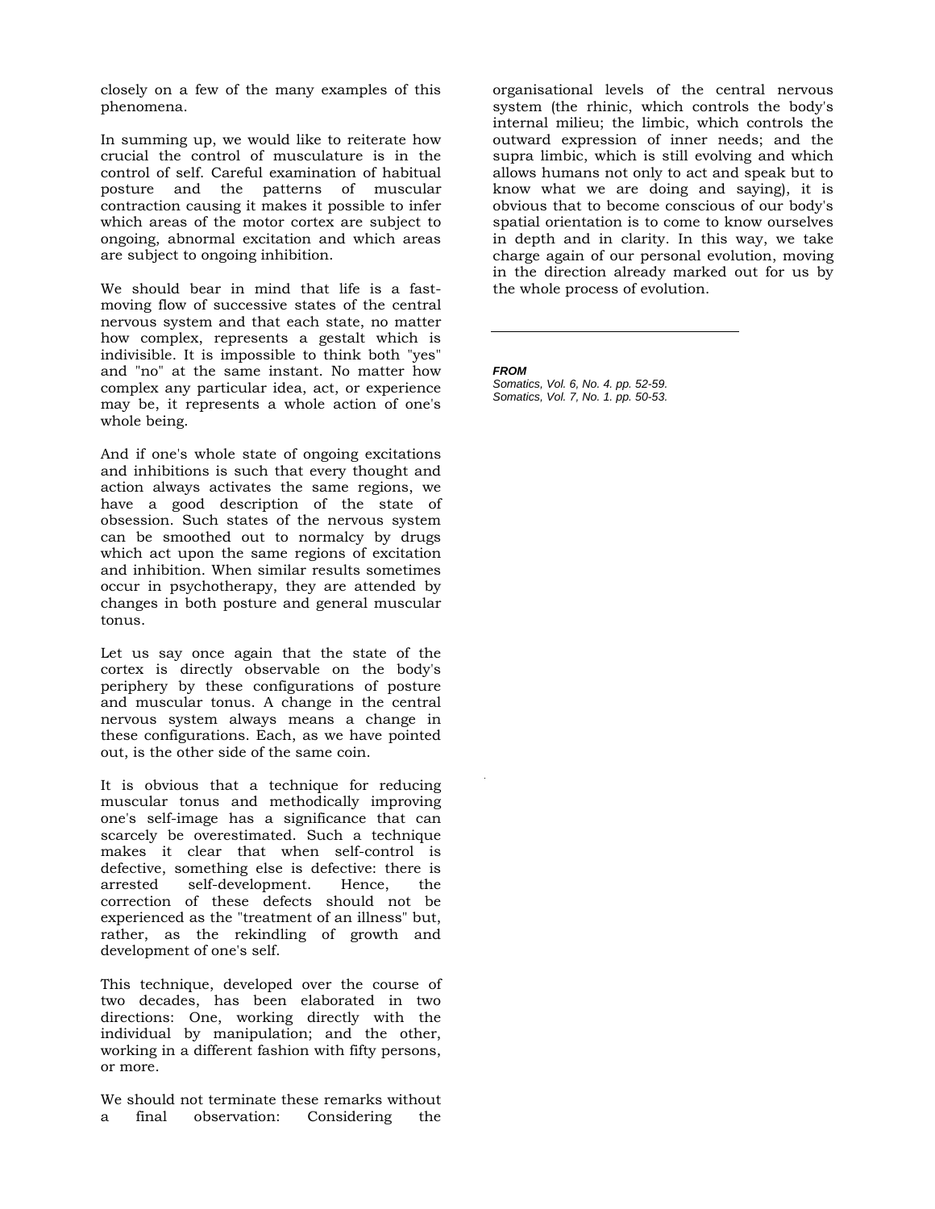closely on a few of the many examples of this phenomena.

In summing up, we would like to reiterate how crucial the control of musculature is in the control of self. Careful examination of habitual posture and the patterns of muscular contraction causing it makes it possible to infer which areas of the motor cortex are subject to ongoing, abnormal excitation and which areas are subject to ongoing inhibition.

We should bear in mind that life is a fast-moving flow of successive states of the central nervous system and that each state, no matter how complex, represents a gestalt which is indivisible. It is impossible to think both "yes" and "no" at the same instant. No matter how complex any particular idea, act, or experience may be, it represents a whole action of one's whole being.

And if one's whole state of ongoing excitations and inhibitions is such that every thought and action always activates the same regions, we have a good description of the state of obsession. Such states of the nervous system can be smoothed out to normalcy by drugs which act upon the same regions of excitation and inhibition. When similar results sometimes occur in psychotherapy, they are attended by changes in both posture and general muscular tonus.

Let us say once again that the state of the cortex is directly observable on the body's periphery by these configurations of posture and muscular tonus. A change in the central nervous system always means a change in these configurations. Each, as we have pointed out, is the other side of the same coin.

It is obvious that a technique for reducing muscular tonus and methodically improving one's self-image has a significance that can scarcely be overestimated. Such a technique makes it clear that when self-control is defective, something else is defective: there is arrested self-development. Hence, the correction of these defects should not be experienced as the "treatment of an illness" but, rather, as the rekindling of growth and development of one's self.

This technique, developed over the course of two decades, has been elaborated in two directions: One, working directly with the individual by manipulation; and the other, working in a different fashion with fifty persons, or more.

We should not terminate these remarks without a final observation: Considering the organisational levels of the central nervous system (the rhinic, which controls the body's internal milieu; the limbic, which controls the outward expression of inner needs; and the supra limbic, which is still evolving and which allows humans not only to act and speak but to know what we are doing and saying), it is obvious that to become conscious of our body's spatial orientation is to come to know ourselves in depth and in clarity. In this way, we take charge again of our personal evolution, moving in the direction already marked out for us by the whole process of evolution.

---

***FROM***
*Somatics, Vol. 6, No. 4. pp. 52-59.*
*Somatics, Vol. 7, No. 1. pp. 50-53.*